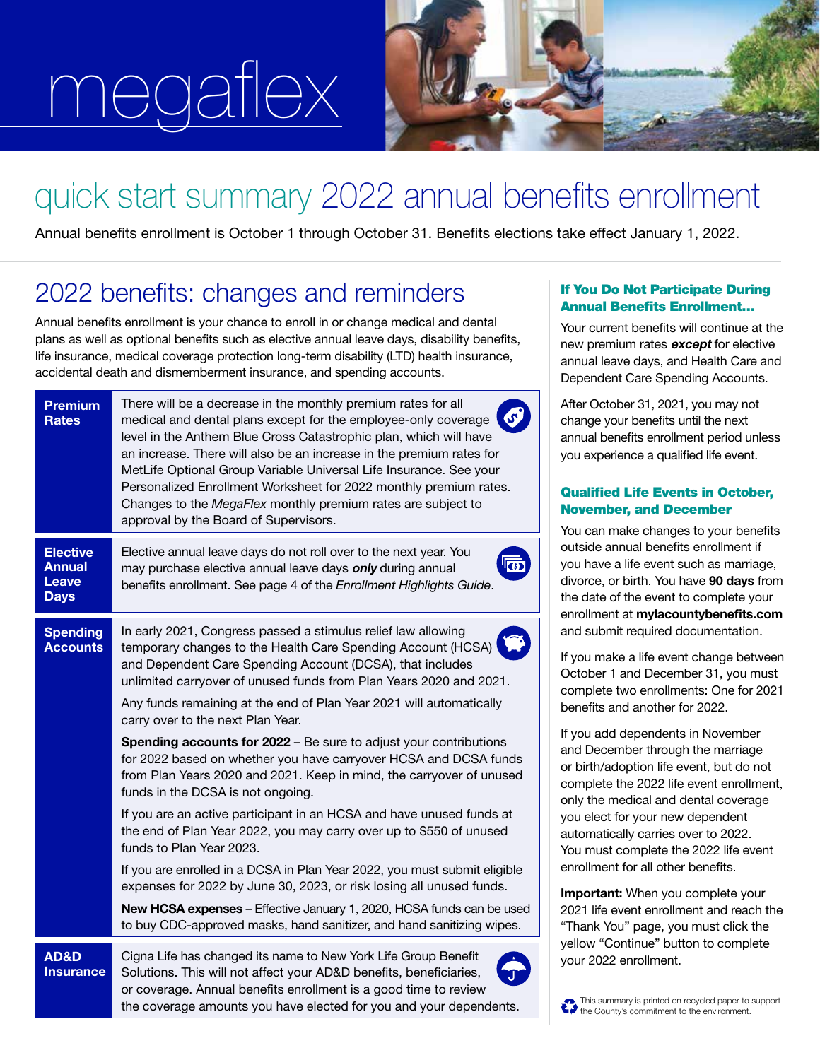# megaflex

## quick start summary 2022 annual benefits enrollment

Annual benefits enrollment is October 1 through October 31. Benefits elections take effect January 1, 2022.

## 2022 benefits: changes and reminders

Annual benefits enrollment is your chance to enroll in or change medical and dental plans as well as optional benefits such as elective annual leave days, disability benefits, life insurance, medical coverage protection long-term disability (LTD) health insurance, accidental death and dismemberment insurance, and spending accounts.

| | |
|---|---|
| **Premium Rates** | There will be a decrease in the monthly premium rates for all medical and dental plans except for the employee-only coverage level in the Anthem Blue Cross Catastrophic plan, which will have an increase. There will also be an increase in the premium rates for MetLife Optional Group Variable Universal Life Insurance. See your Personalized Enrollment Worksheet for 2022 monthly premium rates. Changes to the *MegaFlex* monthly premium rates are subject to approval by the Board of Supervisors. |
| **Elective Annual Leave Days** | Elective annual leave days do not roll over to the next year. You may purchase elective annual leave days ***only*** during annual benefits enrollment. See page 4 of the *Enrollment Highlights Guide*. |
| **Spending Accounts** | In early 2021, Congress passed a stimulus relief law allowing temporary changes to the Health Care Spending Account (HCSA) and Dependent Care Spending Account (DCSA), that includes unlimited carryover of unused funds from Plan Years 2020 and 2021.<br><br>Any funds remaining at the end of Plan Year 2021 will automatically carry over to the next Plan Year.<br><br>**Spending accounts for 2022** – Be sure to adjust your contributions for 2022 based on whether you have carryover HCSA and DCSA funds from Plan Years 2020 and 2021. Keep in mind, the carryover of unused funds in the DCSA is not ongoing.<br><br>If you are an active participant in an HCSA and have unused funds at the end of Plan Year 2022, you may carry over up to $550 of unused funds to Plan Year 2023.<br><br>If you are enrolled in a DCSA in Plan Year 2022, you must submit eligible expenses for 2022 by June 30, 2023, or risk losing all unused funds.<br><br>**New HCSA expenses** – Effective January 1, 2020, HCSA funds can be used to buy CDC-approved masks, hand sanitizer, and hand sanitizing wipes. |
| **AD&D Insurance** | Cigna Life has changed its name to New York Life Group Benefit Solutions. This will not affect your AD&D benefits, beneficiaries, or coverage. Annual benefits enrollment is a good time to review the coverage amounts you have elected for you and your dependents. |

### If You Do Not Participate During Annual Benefits Enrollment...

Your current benefits will continue at the new premium rates ***except*** for elective annual leave days, and Health Care and Dependent Care Spending Accounts.

After October 31, 2021, you may not change your benefits until the next annual benefits enrollment period unless you experience a qualified life event.

### Qualified Life Events in October, November, and December

You can make changes to your benefits outside annual benefits enrollment if you have a life event such as marriage, divorce, or birth. You have **90 days** from the date of the event to complete your enrollment at **mylacountybenefits.com** and submit required documentation.

If you make a life event change between October 1 and December 31, you must complete two enrollments: One for 2021 benefits and another for 2022.

If you add dependents in November and December through the marriage or birth/adoption life event, but do not complete the 2022 life event enrollment, only the medical and dental coverage you elect for your new dependent automatically carries over to 2022. You must complete the 2022 life event enrollment for all other benefits.

**Important:** When you complete your 2021 life event enrollment and reach the "Thank You" page, you must click the yellow "Continue" button to complete your 2022 enrollment.

This summary is printed on recycled paper to support the County's commitment to the environment.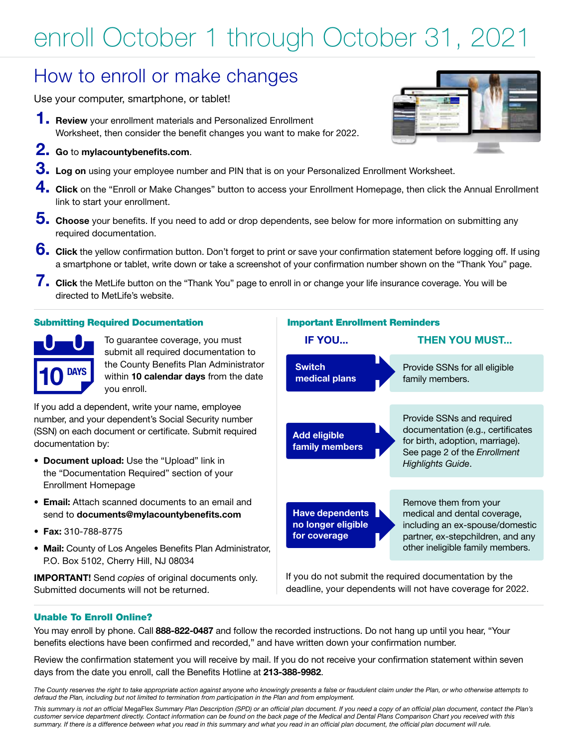# enroll October 1 through October 31, 2021

## How to enroll or make changes

Use your computer, smartphone, or tablet!

1. **Review** your enrollment materials and Personalized Enrollment Worksheet, then consider the benefit changes you want to make for 2022.
2. **Go** to **mylacountybenefits.com**.
3. **Log on** using your employee number and PIN that is on your Personalized Enrollment Worksheet.
4. **Click** on the "Enroll or Make Changes" button to access your Enrollment Homepage, then click the Annual Enrollment link to start your enrollment.
5. **Choose** your benefits. If you need to add or drop dependents, see below for more information on submitting any required documentation.
6. **Click** the yellow confirmation button. Don't forget to print or save your confirmation statement before logging off. If using a smartphone or tablet, write down or take a screenshot of your confirmation number shown on the "Thank You" page.
7. **Click** the MetLife button on the "Thank You" page to enroll in or change your life insurance coverage. You will be directed to MetLife's website.

### Submitting Required Documentation

10 DAYS

To guarantee coverage, you must submit all required documentation to the County Benefits Plan Administrator within **10 calendar days** from the date you enroll.

If you add a dependent, write your name, employee number, and your dependent's Social Security number (SSN) on each document or certificate. Submit required documentation by:

- **Document upload:** Use the "Upload" link in the "Documentation Required" section of your Enrollment Homepage
- **Email:** Attach scanned documents to an email and send to **documents@mylacountybenefits.com**
- **Fax:** 310-788-8775
- **Mail:** County of Los Angeles Benefits Plan Administrator, P.O. Box 5102, Cherry Hill, NJ 08034

**IMPORTANT!** Send *copies* of original documents only. Submitted documents will not be returned.

### Important Enrollment Reminders

| IF YOU... | THEN YOU MUST... |
|---|---|
| Switch medical plans | Provide SSNs for all eligible family members. |
| Add eligible family members | Provide SSNs and required documentation (e.g., certificates for birth, adoption, marriage). See page 2 of the *Enrollment Highlights Guide*. |
| Have dependents no longer eligible for coverage | Remove them from your medical and dental coverage, including an ex-spouse/domestic partner, ex-stepchildren, and any other ineligible family members. |

If you do not submit the required documentation by the deadline, your dependents will not have coverage for 2022.

### Unable To Enroll Online?

You may enroll by phone. Call **888-822-0487** and follow the recorded instructions. Do not hang up until you hear, "Your benefits elections have been confirmed and recorded," and have written down your confirmation number.

Review the confirmation statement you will receive by mail. If you do not receive your confirmation statement within seven days from the date you enroll, call the Benefits Hotline at **213-388-9982**.

*The County reserves the right to take appropriate action against anyone who knowingly presents a false or fraudulent claim under the Plan, or who otherwise attempts to defraud the Plan, including but not limited to termination from participation in the Plan and from employment.*

*This summary is not an official* MegaFlex *Summary Plan Description (SPD) or an official plan document. If you need a copy of an official plan document, contact the Plan's customer service department directly. Contact information can be found on the back page of the Medical and Dental Plans Comparison Chart you received with this summary. If there is a difference between what you read in this summary and what you read in an official plan document, the official plan document will rule.*